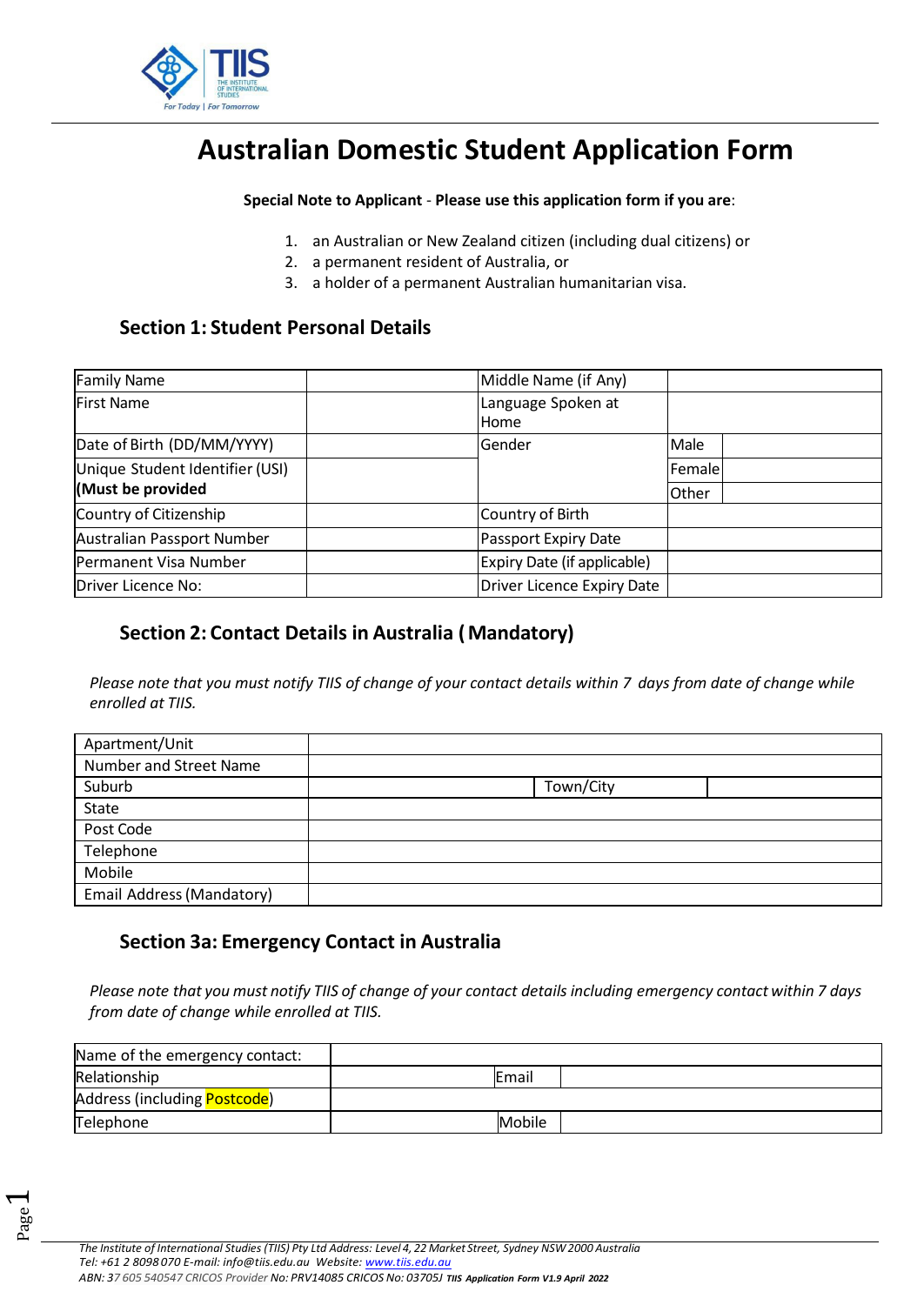# Australian Domestic Student Application Form

**Special Note to Applicant** - **Please use this application form if you are**:

1. an Australian or New Zealand citizen (including dual citizens) or
2. a permanent resident of Australia, or
3. a holder of a permanent Australian humanitarian visa.

## Section 1: Student Personal Details

| Family Name | | Middle Name (if Any) | | |
|---|---|---|---|---|
| First Name | | Language Spoken at Home | | |
| Date of Birth (DD/MM/YYYY) | | Gender | Male | |
| Unique Student Identifier (USI) **(Must be provided** | | | Female | |
| | | | Other | |
| Country of Citizenship | | Country of Birth | | |
| Australian Passport Number | | Passport Expiry Date | | |
| Permanent Visa Number | | Expiry Date (if applicable) | | |
| Driver Licence No: | | Driver Licence Expiry Date | | |

## Section 2: Contact Details in Australia ( Mandatory)

*Please note that you must notify TIIS of change of your contact details within 7 days from date of change while enrolled at TIIS.*

| Apartment/Unit | | | |
|---|---|---|---|
| Number and Street Name | | | |
| Suburb | | Town/City | |
| State | | | |
| Post Code | | | |
| Telephone | | | |
| Mobile | | | |
| Email Address (Mandatory) | | | |

## Section 3a: Emergency Contact in Australia

*Please note that you must notify TIIS of change of your contact details including emergency contact within 7 days from date of change while enrolled at TIIS.*

| Name of the emergency contact: | | | |
|---|---|---|---|
| Relationship | | Email | |
| Address (including Postcode) | | | |
| Telephone | | Mobile | |

*The Institute of International Studies (TIIS) Pty Ltd Address: Level 4, 22 Market Street, Sydney NSW 2000 Australia*
*Tel: +61 2 8098 070 E-mail: info@tiis.edu.au Website: www.tiis.edu.au*
*ABN: 37 605 540547 CRICOS Provider No: PRV14085 CRICOS No: 03705J TIIS Application Form V1.9 April 2022*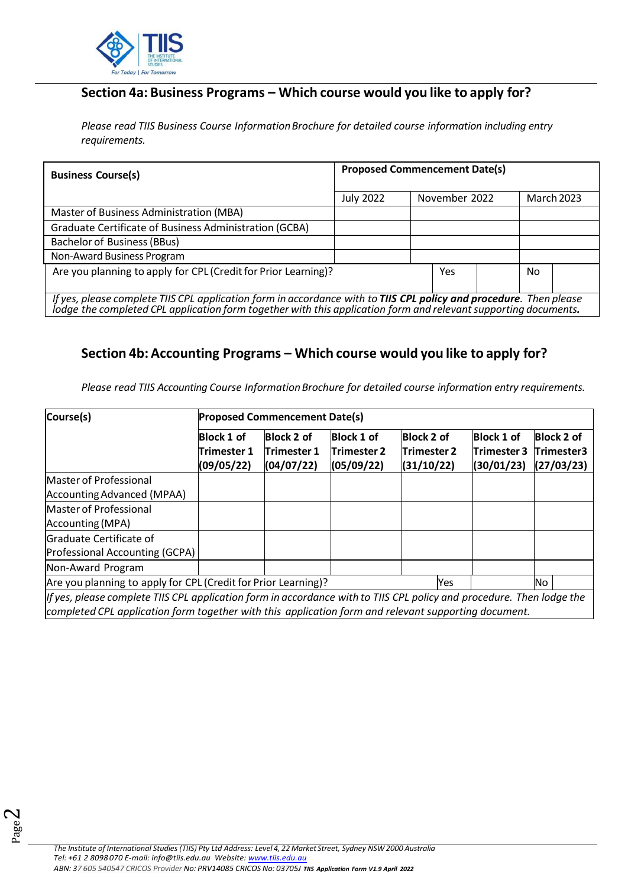## Section 4a: Business Programs – Which course would you like to apply for?

*Please read TIIS Business Course Information Brochure for detailed course information including entry requirements.*

| Business Course(s) | Proposed Commencement Date(s) | | |
|---|---|---|---|
| | July 2022 | November 2022 | March 2023 |
| Master of Business Administration (MBA) | | | |
| Graduate Certificate of Business Administration (GCBA) | | | |
| Bachelor of Business (BBus) | | | |
| Non-Award Business Program | | | |
| Are you planning to apply for CPL (Credit for Prior Learning)? | | Yes | No |
| *If yes, please complete TIIS CPL application form in accordance with to **TIIS CPL policy and procedure**. Then please lodge the completed CPL application form together with this application form and relevant supporting documents.* | | | |

## Section 4b: Accounting Programs – Which course would you like to apply for?

*Please read TIIS Accounting Course Information Brochure for detailed course information entry requirements.*

| Course(s) | Proposed Commencement Date(s) | | | | | |
|---|---|---|---|---|---|---|
| | Block 1 of Trimester 1 (09/05/22) | Block 2 of Trimester 1 (04/07/22) | Block 1 of Trimester 2 (05/09/22) | Block 2 of Trimester 2 (31/10/22) | Block 1 of Trimester 3 (30/01/23) | Block 2 of Trimester3 (27/03/23) |
| Master of Professional Accounting Advanced (MPAA) | | | | | | |
| Master of Professional Accounting (MPA) | | | | | | |
| Graduate Certificate of Professional Accounting (GCPA) | | | | | | |
| Non-Award Program | | | | | | |
| Are you planning to apply for CPL (Credit for Prior Learning)? | | | | Yes | | No |
| *If yes, please complete TIIS CPL application form in accordance with to TIIS CPL policy and procedure. Then lodge the completed CPL application form together with this application form and relevant supporting document.* | | | | | | |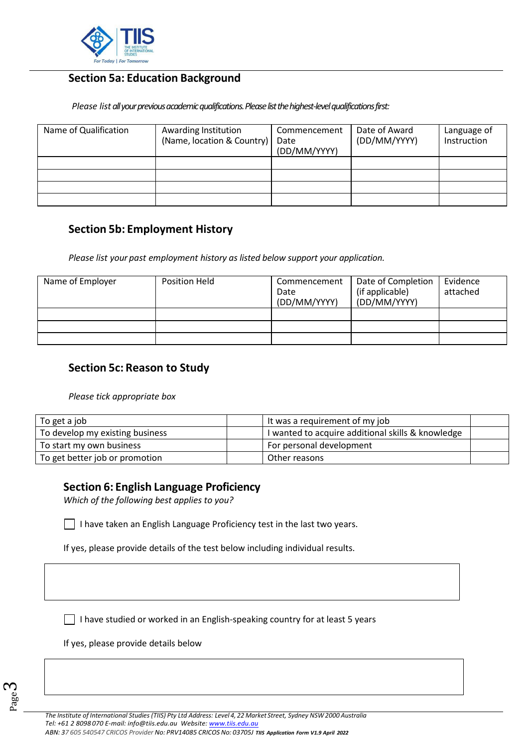## Section 5a: Education Background

*Please list all your previous academic qualifications. Please list the highest-level qualifications first:*

| Name of Qualification | Awarding Institution (Name, location & Country) | Commencement Date (DD/MM/YYYY) | Date of Award (DD/MM/YYYY) | Language of Instruction |
|---|---|---|---|---|
| | | | | |
| | | | | |
| | | | | |
| | | | | |

## Section 5b: Employment History

*Please list your past employment history as listed below support your application.*

| Name of Employer | Position Held | Commencement Date (DD/MM/YYYY) | Date of Completion (if applicable) (DD/MM/YYYY) | Evidence attached |
|---|---|---|---|---|
| | | | | |
| | | | | |
| | | | | |

## Section 5c: Reason to Study

*Please tick appropriate box*

| | | | |
|---|---|---|---|
| To get a job | | It was a requirement of my job | |
| To develop my existing business | | I wanted to acquire additional skills & knowledge | |
| To start my own business | | For personal development | |
| To get better job or promotion | | Other reasons | |

## Section 6: English Language Proficiency

*Which of the following best applies to you?*

☐ I have taken an English Language Proficiency test in the last two years.

If yes, please provide details of the test below including individual results.

| |
|---|
| |

☐ I have studied or worked in an English-speaking country for at least 5 years

If yes, please provide details below

| |
|---|
| |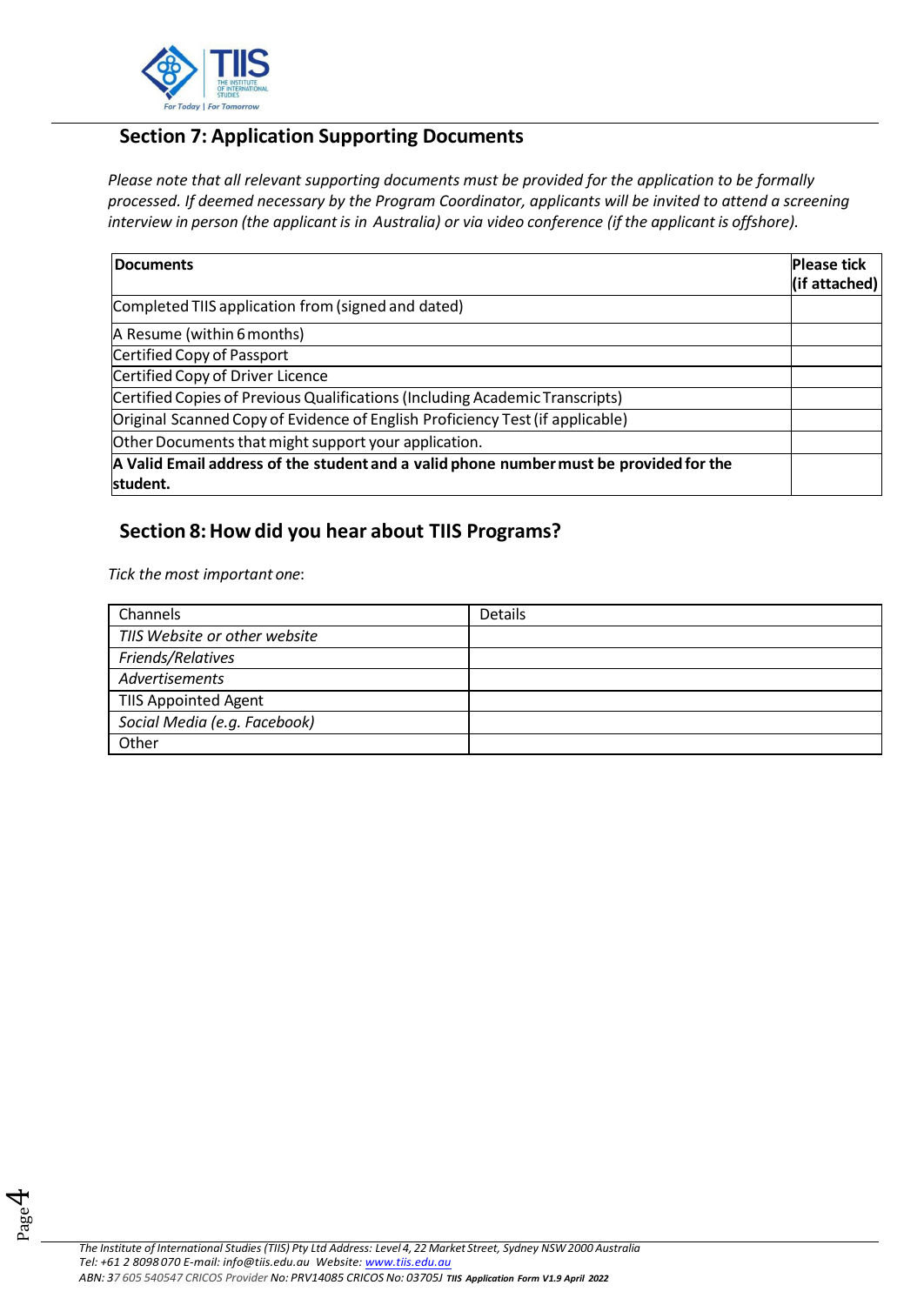## Section 7: Application Supporting Documents

*Please note that all relevant supporting documents must be provided for the application to be formally processed. If deemed necessary by the Program Coordinator, applicants will be invited to attend a screening interview in person (the applicant is in Australia) or via video conference (if the applicant is offshore).*

| **Documents** | **Please tick (if attached)** |
|---|---|
| Completed TIIS application from (signed and dated) | |
| A Resume (within 6 months) | |
| Certified Copy of Passport | |
| Certified Copy of Driver Licence | |
| Certified Copies of Previous Qualifications (Including Academic Transcripts) | |
| Original Scanned Copy of Evidence of English Proficiency Test (if applicable) | |
| Other Documents that might support your application. | |
| **A Valid Email address of the student and a valid phone number must be provided for the student.** | |

## Section 8: How did you hear about TIIS Programs?

*Tick the most important one*:

| Channels | Details |
|---|---|
| *TIIS Website or other website* | |
| *Friends/Relatives* | |
| *Advertisements* | |
| TIIS Appointed Agent | |
| *Social Media (e.g. Facebook)* | |
| Other | |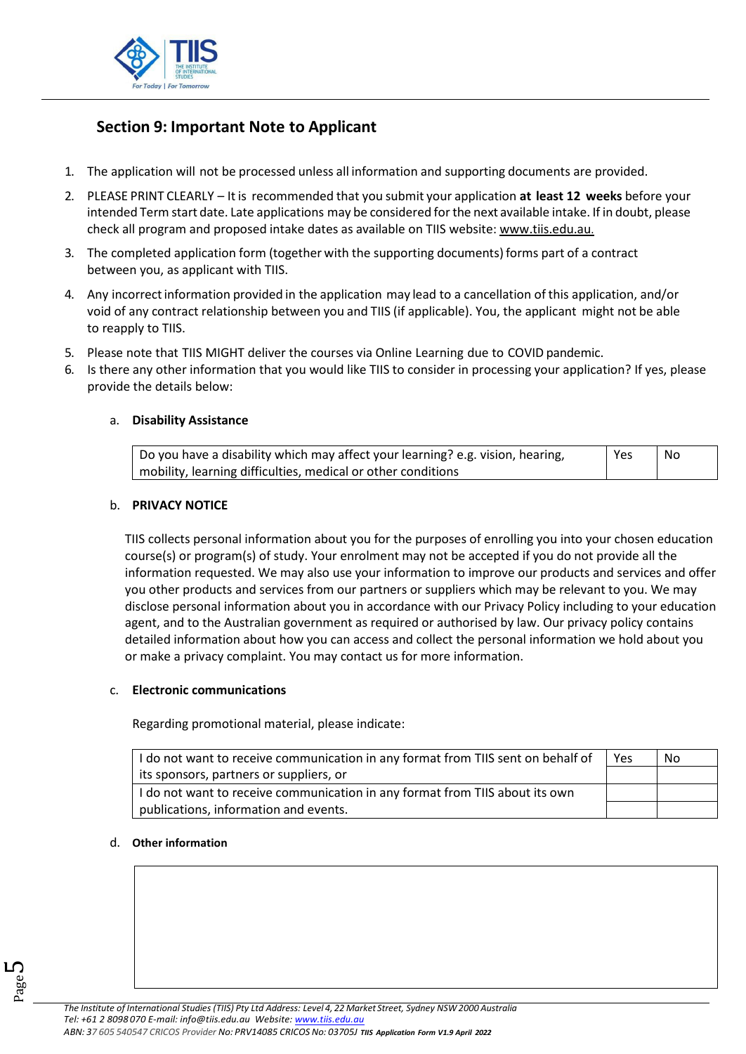## Section 9: Important Note to Applicant

1. The application will not be processed unless all information and supporting documents are provided.
2. PLEASE PRINT CLEARLY – It is recommended that you submit your application **at least 12 weeks** before your intended Term start date. Late applications may be considered for the next available intake. If in doubt, please check all program and proposed intake dates as available on TIIS website: www.tiis.edu.au.
3. The completed application form (together with the supporting documents) forms part of a contract between you, as applicant with TIIS.
4. Any incorrect information provided in the application may lead to a cancellation of this application, and/or void of any contract relationship between you and TIIS (if applicable). You, the applicant might not be able to reapply to TIIS.
5. Please note that TIIS MIGHT deliver the courses via Online Learning due to COVID pandemic.
6. Is there any other information that you would like TIIS to consider in processing your application? If yes, please provide the details below:

   a. **Disability Assistance**

   | Do you have a disability which may affect your learning? e.g. vision, hearing, mobility, learning difficulties, medical or other conditions | Yes | No |
   |---|---|---|

   b. **PRIVACY NOTICE**

   TIIS collects personal information about you for the purposes of enrolling you into your chosen education course(s) or program(s) of study. Your enrolment may not be accepted if you do not provide all the information requested. We may also use your information to improve our products and services and offer you other products and services from our partners or suppliers which may be relevant to you. We may disclose personal information about you in accordance with our Privacy Policy including to your education agent, and to the Australian government as required or authorised by law. Our privacy policy contains detailed information about how you can access and collect the personal information we hold about you or make a privacy complaint. You may contact us for more information.

   c. **Electronic communications**

   Regarding promotional material, please indicate:

   | | Yes | No |
   |---|---|---|
   | I do not want to receive communication in any format from TIIS sent on behalf of its sponsors, partners or suppliers, or | | |
   | I do not want to receive communication in any format from TIIS about its own publications, information and events. | | |

   d. **Other information**

   | |
   |---|
   | |

*The Institute of International Studies (TIIS) Pty Ltd Address: Level 4, 22 Market Street, Sydney NSW 2000 Australia*
*Tel: +61 2 8098 070 E-mail: info@tiis.edu.au Website: www.tiis.edu.au*
*ABN: 37 605 540547 CRICOS Provider No: PRV14085 CRICOS No: 03705J TIIS Application Form V1.9 April 2022*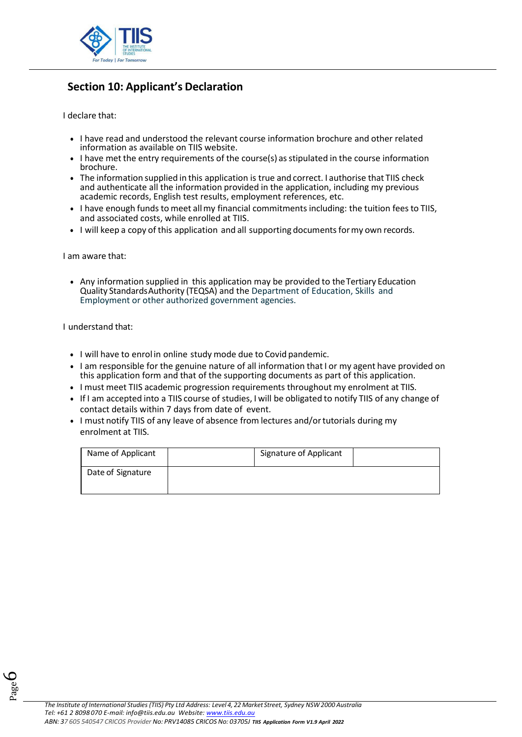## Section 10: Applicant's Declaration

I declare that:

- I have read and understood the relevant course information brochure and other related information as available on TIIS website.
- I have met the entry requirements of the course(s) as stipulated in the course information brochure.
- The information supplied in this application is true and correct. I authorise that TIIS check and authenticate all the information provided in the application, including my previous academic records, English test results, employment references, etc.
- I have enough funds to meet all my financial commitments including: the tuition fees to TIIS, and associated costs, while enrolled at TIIS.
- I will keep a copy of this application and all supporting documents for my own records.

I am aware that:

- Any information supplied in this application may be provided to the Tertiary Education Quality Standards Authority (TEQSA) and the Department of Education, Skills and Employment or other authorized government agencies.

I understand that:

- I will have to enrol in online study mode due to Covid pandemic.
- I am responsible for the genuine nature of all information that I or my agent have provided on this application form and that of the supporting documents as part of this application.
- I must meet TIIS academic progression requirements throughout my enrolment at TIIS.
- If I am accepted into a TIIS course of studies, I will be obligated to notify TIIS of any change of contact details within 7 days from date of event.
- I must notify TIIS of any leave of absence from lectures and/or tutorials during my enrolment at TIIS.

| Name of Applicant | | Signature of Applicant | |
|---|---|---|---|
| Date of Signature | | | |

*The Institute of International Studies (TIIS) Pty Ltd Address: Level 4, 22 Market Street, Sydney NSW 2000 Australia*
*Tel: +61 2 8098 070 E-mail: info@tiis.edu.au Website: www.tiis.edu.au*
*ABN: 37 605 540547 CRICOS Provider No: PRV14085 CRICOS No: 03705J* ***TIIS Application Form V1.9 April 2022***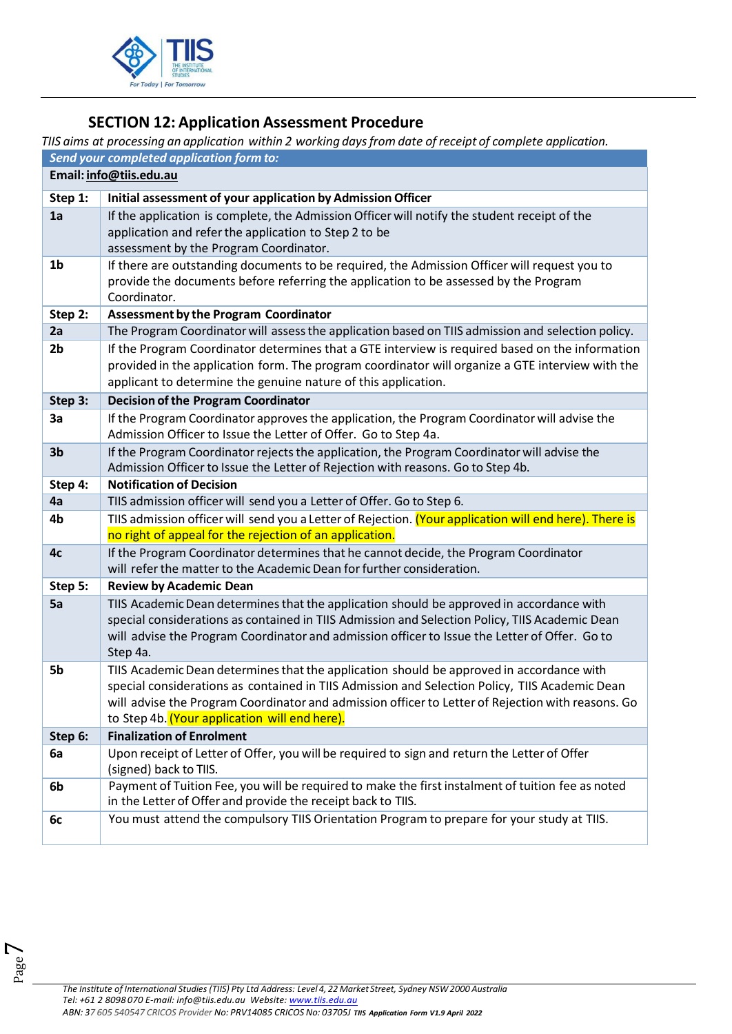## SECTION 12: Application Assessment Procedure

*TIIS aims at processing an application within 2 working days from date of receipt of complete application.*

| *Send your completed application form to:* | |
|---|---|
| **Email: info@tiis.edu.au** | |
| **Step 1:** | **Initial assessment of your application by Admission Officer** |
| **1a** | If the application is complete, the Admission Officer will notify the student receipt of the application and refer the application to Step 2 to be assessment by the Program Coordinator. |
| **1b** | If there are outstanding documents to be required, the Admission Officer will request you to provide the documents before referring the application to be assessed by the Program Coordinator. |
| **Step 2:** | **Assessment by the Program Coordinator** |
| **2a** | The Program Coordinator will assess the application based on TIIS admission and selection policy. |
| **2b** | If the Program Coordinator determines that a GTE interview is required based on the information provided in the application form. The program coordinator will organize a GTE interview with the applicant to determine the genuine nature of this application. |
| **Step 3:** | **Decision of the Program Coordinator** |
| **3a** | If the Program Coordinator approves the application, the Program Coordinator will advise the Admission Officer to Issue the Letter of Offer. Go to Step 4a. |
| **3b** | If the Program Coordinator rejects the application, the Program Coordinator will advise the Admission Officer to Issue the Letter of Rejection with reasons. Go to Step 4b. |
| **Step 4:** | **Notification of Decision** |
| **4a** | TIIS admission officer will send you a Letter of Offer. Go to Step 6. |
| **4b** | TIIS admission officer will send you a Letter of Rejection. (Your application will end here). There is no right of appeal for the rejection of an application. |
| **4c** | If the Program Coordinator determines that he cannot decide, the Program Coordinator will refer the matter to the Academic Dean for further consideration. |
| **Step 5:** | **Review by Academic Dean** |
| **5a** | TIIS Academic Dean determines that the application should be approved in accordance with special considerations as contained in TIIS Admission and Selection Policy, TIIS Academic Dean will advise the Program Coordinator and admission officer to Issue the Letter of Offer. Go to Step 4a. |
| **5b** | TIIS Academic Dean determines that the application should be approved in accordance with special considerations as contained in TIIS Admission and Selection Policy, TIIS Academic Dean will advise the Program Coordinator and admission officer to Letter of Rejection with reasons. Go to Step 4b. (Your application will end here). |
| **Step 6:** | **Finalization of Enrolment** |
| **6a** | Upon receipt of Letter of Offer, you will be required to sign and return the Letter of Offer (signed) back to TIIS. |
| **6b** | Payment of Tuition Fee, you will be required to make the first instalment of tuition fee as noted in the Letter of Offer and provide the receipt back to TIIS. |
| **6c** | You must attend the compulsory TIIS Orientation Program to prepare for your study at TIIS. |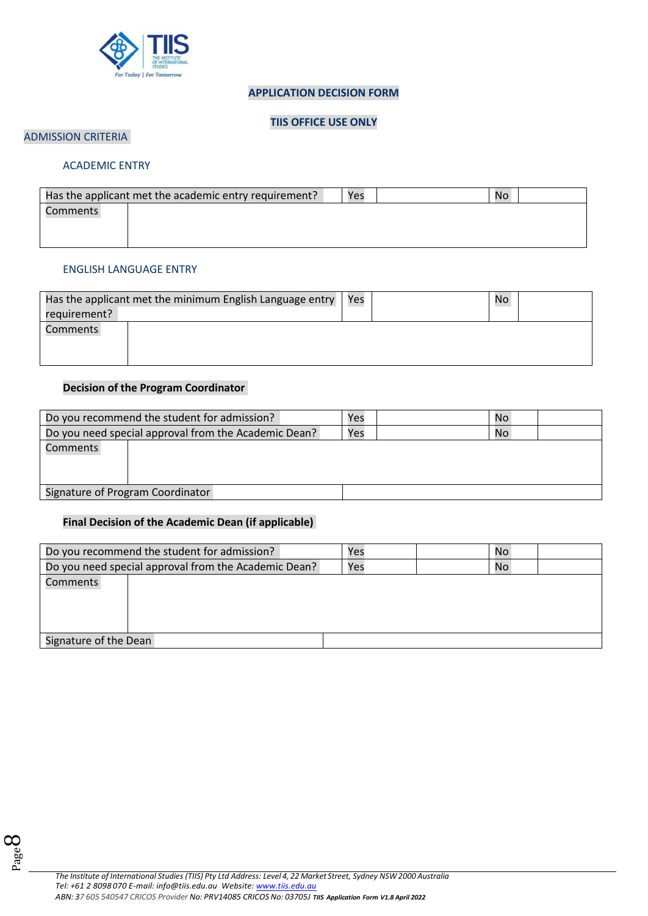## APPLICATION DECISION FORM

## TIIS OFFICE USE ONLY

### ADMISSION CRITERIA

#### ACADEMIC ENTRY

| | | | | |
|---|---|---|---|---|
| Has the applicant met the academic entry requirement? | Yes | | No | |
| Comments | | | | |

#### ENGLISH LANGUAGE ENTRY

| | | | | |
|---|---|---|---|---|
| Has the applicant met the minimum English Language entry requirement? | Yes | | No | |
| Comments | | | | |

**Decision of the Program Coordinator**

| | | | | |
|---|---|---|---|---|
| Do you recommend the student for admission? | Yes | | No | |
| Do you need special approval from the Academic Dean? | Yes | | No | |
| Comments | | | | |
| Signature of Program Coordinator | | | | |

**Final Decision of the Academic Dean (if applicable)**

| | | | | |
|---|---|---|---|---|
| Do you recommend the student for admission? | Yes | | No | |
| Do you need special approval from the Academic Dean? | Yes | | No | |
| Comments | | | | |
| Signature of the Dean | | | | |